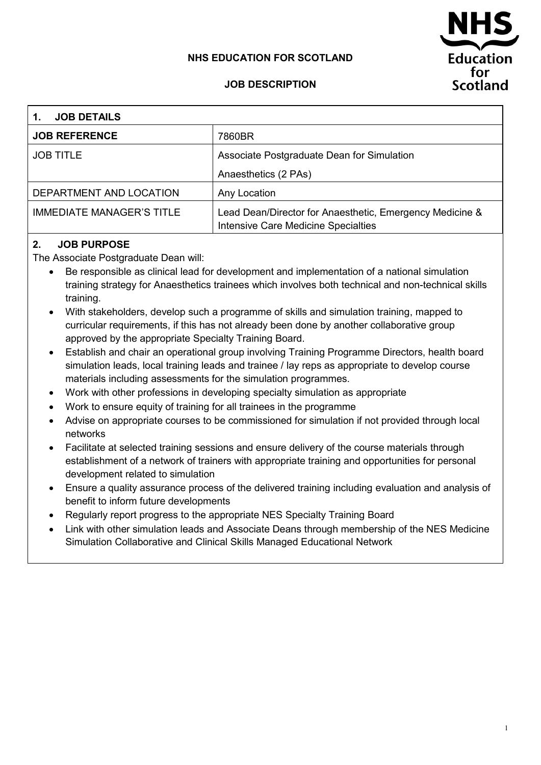**NHS EDUCATION FOR SCOTLAND**

**JOB DESCRIPTION**

NHS Education for Scotland

| **1. JOB DETAILS** | |
|---|---|
| **JOB REFERENCE** | 7860BR |
| JOB TITLE | Associate Postgraduate Dean for Simulation<br>Anaesthetics (2 PAs) |
| DEPARTMENT AND LOCATION | Any Location |
| IMMEDIATE MANAGER'S TITLE | Lead Dean/Director for Anaesthetic, Emergency Medicine & Intensive Care Medicine Specialties |

## 2. JOB PURPOSE

The Associate Postgraduate Dean will:

- Be responsible as clinical lead for development and implementation of a national simulation training strategy for Anaesthetics trainees which involves both technical and non-technical skills training.
- With stakeholders, develop such a programme of skills and simulation training, mapped to curricular requirements, if this has not already been done by another collaborative group approved by the appropriate Specialty Training Board.
- Establish and chair an operational group involving Training Programme Directors, health board simulation leads, local training leads and trainee / lay reps as appropriate to develop course materials including assessments for the simulation programmes.
- Work with other professions in developing specialty simulation as appropriate
- Work to ensure equity of training for all trainees in the programme
- Advise on appropriate courses to be commissioned for simulation if not provided through local networks
- Facilitate at selected training sessions and ensure delivery of the course materials through establishment of a network of trainers with appropriate training and opportunities for personal development related to simulation
- Ensure a quality assurance process of the delivered training including evaluation and analysis of benefit to inform future developments
- Regularly report progress to the appropriate NES Specialty Training Board
- Link with other simulation leads and Associate Deans through membership of the NES Medicine Simulation Collaborative and Clinical Skills Managed Educational Network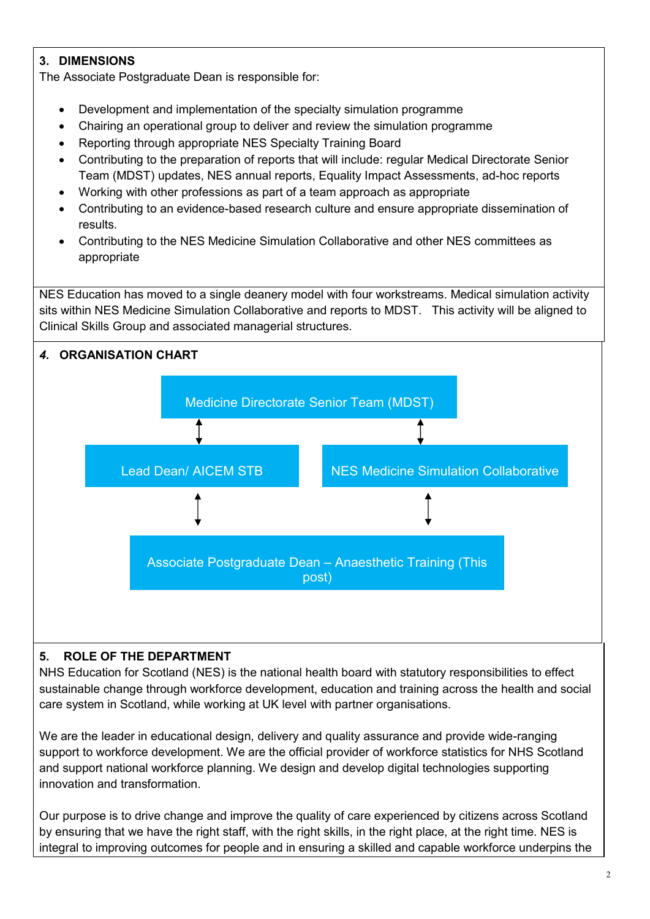## 3. DIMENSIONS

The Associate Postgraduate Dean is responsible for:

- Development and implementation of the specialty simulation programme
- Chairing an operational group to deliver and review the simulation programme
- Reporting through appropriate NES Specialty Training Board
- Contributing to the preparation of reports that will include: regular Medical Directorate Senior Team (MDST) updates, NES annual reports, Equality Impact Assessments, ad-hoc reports
- Working with other professions as part of a team approach as appropriate
- Contributing to an evidence-based research culture and ensure appropriate dissemination of results.
- Contributing to the NES Medicine Simulation Collaborative and other NES committees as appropriate

NES Education has moved to a single deanery model with four workstreams. Medical simulation activity sits within NES Medicine Simulation Collaborative and reports to MDST. This activity will be aligned to Clinical Skills Group and associated managerial structures.

## *4.* ORGANISATION CHART

Medicine Directorate Senior Team (MDST)

↕ ↕

Lead Dean/ AICEM STB | NES Medicine Simulation Collaborative

↕ ↕

Associate Postgraduate Dean – Anaesthetic Training (This post)

## 5. ROLE OF THE DEPARTMENT

NHS Education for Scotland (NES) is the national health board with statutory responsibilities to effect sustainable change through workforce development, education and training across the health and social care system in Scotland, while working at UK level with partner organisations.

We are the leader in educational design, delivery and quality assurance and provide wide-ranging support to workforce development. We are the official provider of workforce statistics for NHS Scotland and support national workforce planning. We design and develop digital technologies supporting innovation and transformation.

Our purpose is to drive change and improve the quality of care experienced by citizens across Scotland by ensuring that we have the right staff, with the right skills, in the right place, at the right time. NES is integral to improving outcomes for people and in ensuring a skilled and capable workforce underpins the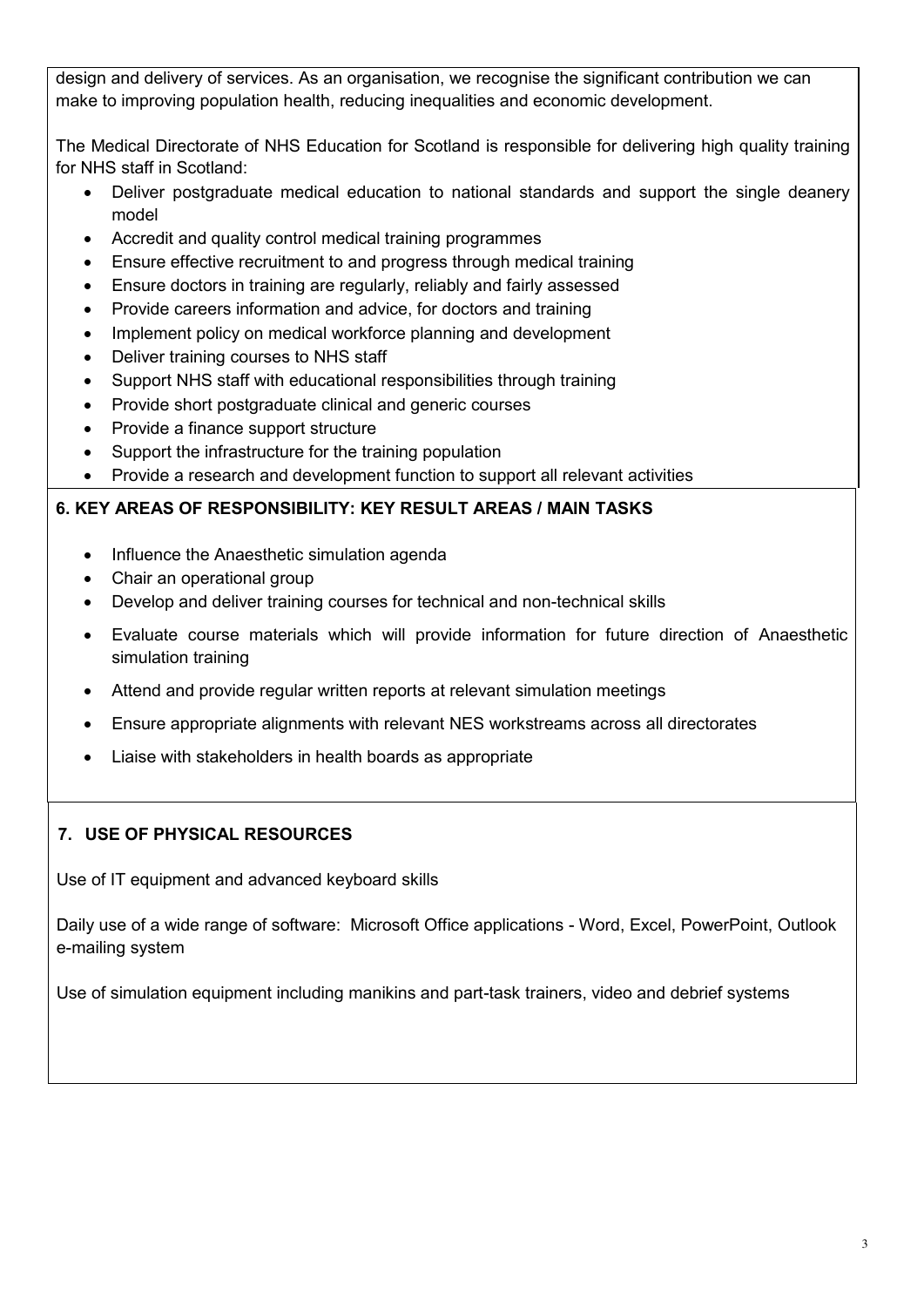design and delivery of services. As an organisation, we recognise the significant contribution we can make to improving population health, reducing inequalities and economic development.

The Medical Directorate of NHS Education for Scotland is responsible for delivering high quality training for NHS staff in Scotland:

- Deliver postgraduate medical education to national standards and support the single deanery model
- Accredit and quality control medical training programmes
- Ensure effective recruitment to and progress through medical training
- Ensure doctors in training are regularly, reliably and fairly assessed
- Provide careers information and advice, for doctors and training
- Implement policy on medical workforce planning and development
- Deliver training courses to NHS staff
- Support NHS staff with educational responsibilities through training
- Provide short postgraduate clinical and generic courses
- Provide a finance support structure
- Support the infrastructure for the training population
- Provide a research and development function to support all relevant activities

## 6. KEY AREAS OF RESPONSIBILITY: KEY RESULT AREAS / MAIN TASKS

- Influence the Anaesthetic simulation agenda
- Chair an operational group
- Develop and deliver training courses for technical and non-technical skills
- Evaluate course materials which will provide information for future direction of Anaesthetic simulation training
- Attend and provide regular written reports at relevant simulation meetings
- Ensure appropriate alignments with relevant NES workstreams across all directorates
- Liaise with stakeholders in health boards as appropriate

## 7. USE OF PHYSICAL RESOURCES

Use of IT equipment and advanced keyboard skills

Daily use of a wide range of software: Microsoft Office applications - Word, Excel, PowerPoint, Outlook e-mailing system

Use of simulation equipment including manikins and part-task trainers, video and debrief systems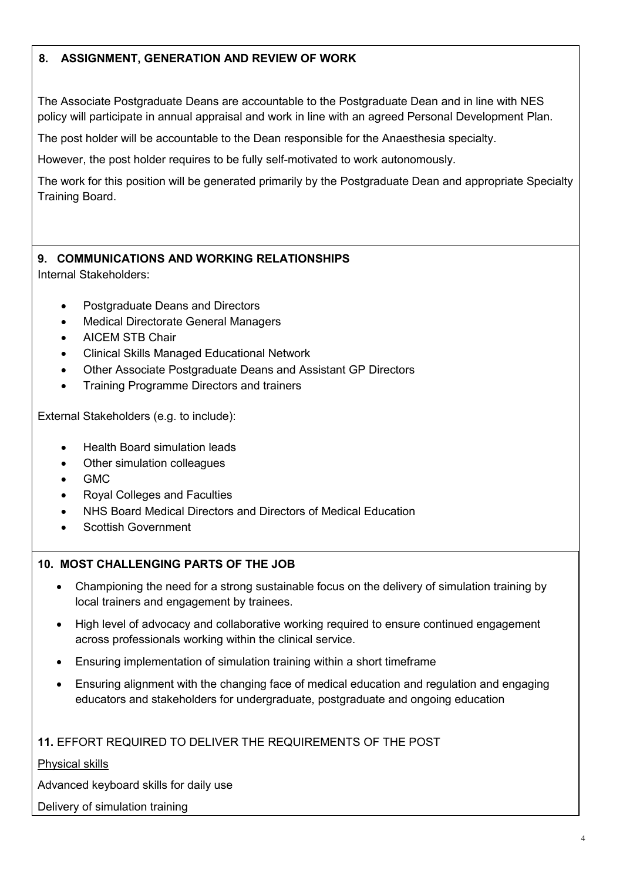## 8. ASSIGNMENT, GENERATION AND REVIEW OF WORK

The Associate Postgraduate Deans are accountable to the Postgraduate Dean and in line with NES policy will participate in annual appraisal and work in line with an agreed Personal Development Plan.

The post holder will be accountable to the Dean responsible for the Anaesthesia specialty.

However, the post holder requires to be fully self-motivated to work autonomously.

The work for this position will be generated primarily by the Postgraduate Dean and appropriate Specialty Training Board.

## 9. COMMUNICATIONS AND WORKING RELATIONSHIPS

Internal Stakeholders:

- Postgraduate Deans and Directors
- Medical Directorate General Managers
- AICEM STB Chair
- Clinical Skills Managed Educational Network
- Other Associate Postgraduate Deans and Assistant GP Directors
- Training Programme Directors and trainers

External Stakeholders (e.g. to include):

- Health Board simulation leads
- Other simulation colleagues
- GMC
- Royal Colleges and Faculties
- NHS Board Medical Directors and Directors of Medical Education
- Scottish Government

## 10. MOST CHALLENGING PARTS OF THE JOB

- Championing the need for a strong sustainable focus on the delivery of simulation training by local trainers and engagement by trainees.
- High level of advocacy and collaborative working required to ensure continued engagement across professionals working within the clinical service.
- Ensuring implementation of simulation training within a short timeframe
- Ensuring alignment with the changing face of medical education and regulation and engaging educators and stakeholders for undergraduate, postgraduate and ongoing education

## 11. EFFORT REQUIRED TO DELIVER THE REQUIREMENTS OF THE POST

Physical skills

Advanced keyboard skills for daily use

Delivery of simulation training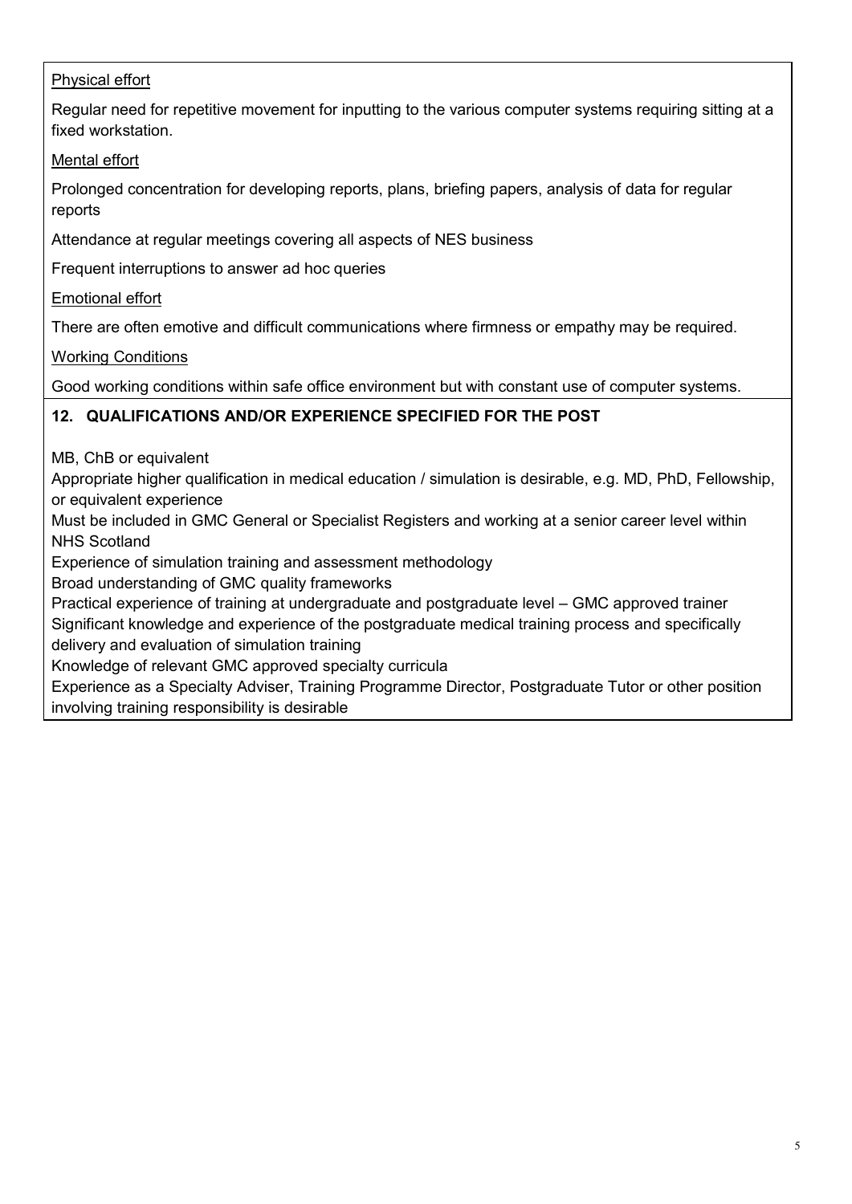Physical effort

Regular need for repetitive movement for inputting to the various computer systems requiring sitting at a fixed workstation.

Mental effort

Prolonged concentration for developing reports, plans, briefing papers, analysis of data for regular reports

Attendance at regular meetings covering all aspects of NES business

Frequent interruptions to answer ad hoc queries

Emotional effort

There are often emotive and difficult communications where firmness or empathy may be required.

Working Conditions

Good working conditions within safe office environment but with constant use of computer systems.

## 12. QUALIFICATIONS AND/OR EXPERIENCE SPECIFIED FOR THE POST

MB, ChB or equivalent

Appropriate higher qualification in medical education / simulation is desirable, e.g. MD, PhD, Fellowship, or equivalent experience

Must be included in GMC General or Specialist Registers and working at a senior career level within NHS Scotland

Experience of simulation training and assessment methodology

Broad understanding of GMC quality frameworks

Practical experience of training at undergraduate and postgraduate level – GMC approved trainer

Significant knowledge and experience of the postgraduate medical training process and specifically delivery and evaluation of simulation training

Knowledge of relevant GMC approved specialty curricula

Experience as a Specialty Adviser, Training Programme Director, Postgraduate Tutor or other position involving training responsibility is desirable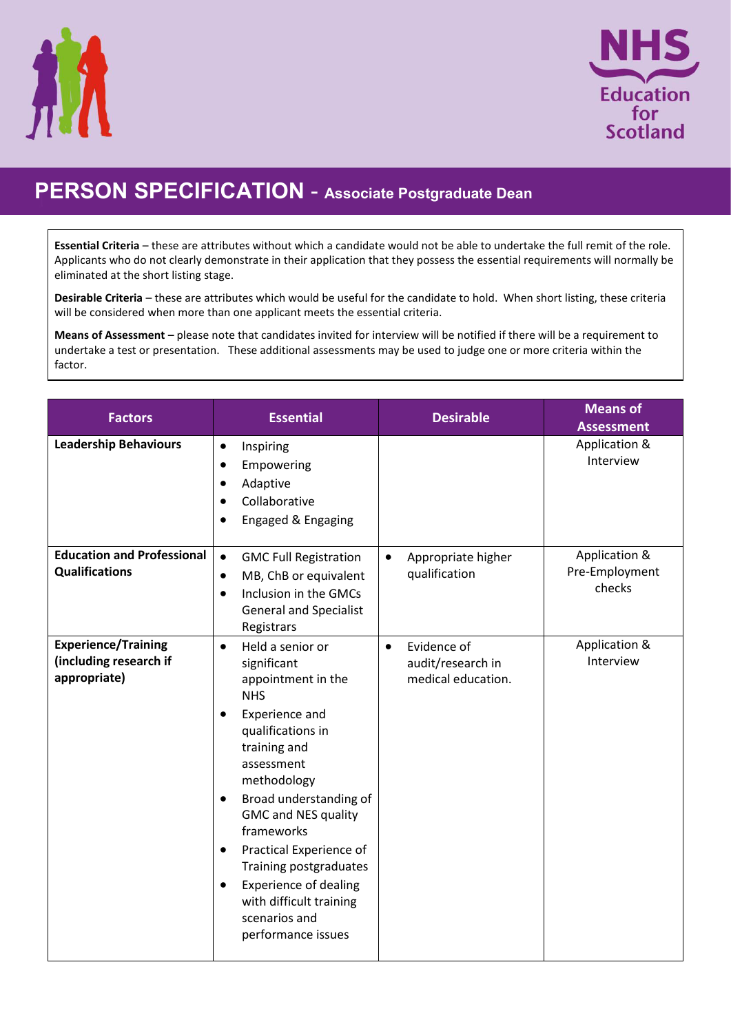# PERSON SPECIFICATION - Associate Postgraduate Dean

**Essential Criteria** – these are attributes without which a candidate would not be able to undertake the full remit of the role. Applicants who do not clearly demonstrate in their application that they possess the essential requirements will normally be eliminated at the short listing stage.

**Desirable Criteria** – these are attributes which would be useful for the candidate to hold. When short listing, these criteria will be considered when more than one applicant meets the essential criteria.

**Means of Assessment –** please note that candidates invited for interview will be notified if there will be a requirement to undertake a test or presentation. These additional assessments may be used to judge one or more criteria within the factor.

| Factors | Essential | Desirable | Means of Assessment |
|---|---|---|---|
| **Leadership Behaviours** | • Inspiring<br>• Empowering<br>• Adaptive<br>• Collaborative<br>• Engaged & Engaging | | Application & Interview |
| **Education and Professional Qualifications** | • GMC Full Registration<br>• MB, ChB or equivalent<br>• Inclusion in the GMCs General and Specialist Registrars | • Appropriate higher qualification | Application & Pre-Employment checks |
| **Experience/Training (including research if appropriate)** | • Held a senior or significant appointment in the NHS<br>• Experience and qualifications in training and assessment methodology<br>• Broad understanding of GMC and NES quality frameworks<br>• Practical Experience of Training postgraduates<br>• Experience of dealing with difficult training scenarios and performance issues | • Evidence of audit/research in medical education. | Application & Interview |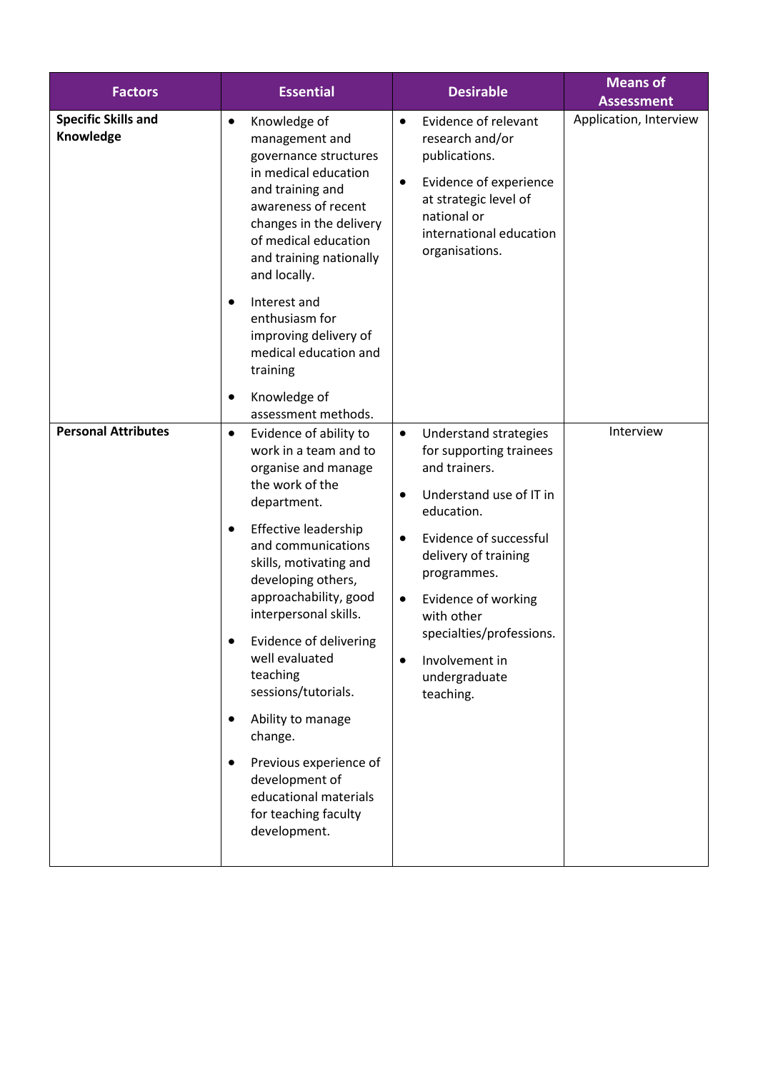| Factors | Essential | Desirable | Means of Assessment |
|---|---|---|---|
| **Specific Skills and Knowledge** | • Knowledge of management and governance structures in medical education and training and awareness of recent changes in the delivery of medical education and training nationally and locally.<br>• Interest and enthusiasm for improving delivery of medical education and training<br>• Knowledge of assessment methods. | • Evidence of relevant research and/or publications.<br>• Evidence of experience at strategic level of national or international education organisations. | Application, Interview |
| **Personal Attributes** | • Evidence of ability to work in a team and to organise and manage the work of the department.<br>• Effective leadership and communications skills, motivating and developing others, approachability, good interpersonal skills.<br>• Evidence of delivering well evaluated teaching sessions/tutorials.<br>• Ability to manage change.<br>• Previous experience of development of educational materials for teaching faculty development. | • Understand strategies for supporting trainees and trainers.<br>• Understand use of IT in education.<br>• Evidence of successful delivery of training programmes.<br>• Evidence of working with other specialties/professions.<br>• Involvement in undergraduate teaching. | Interview |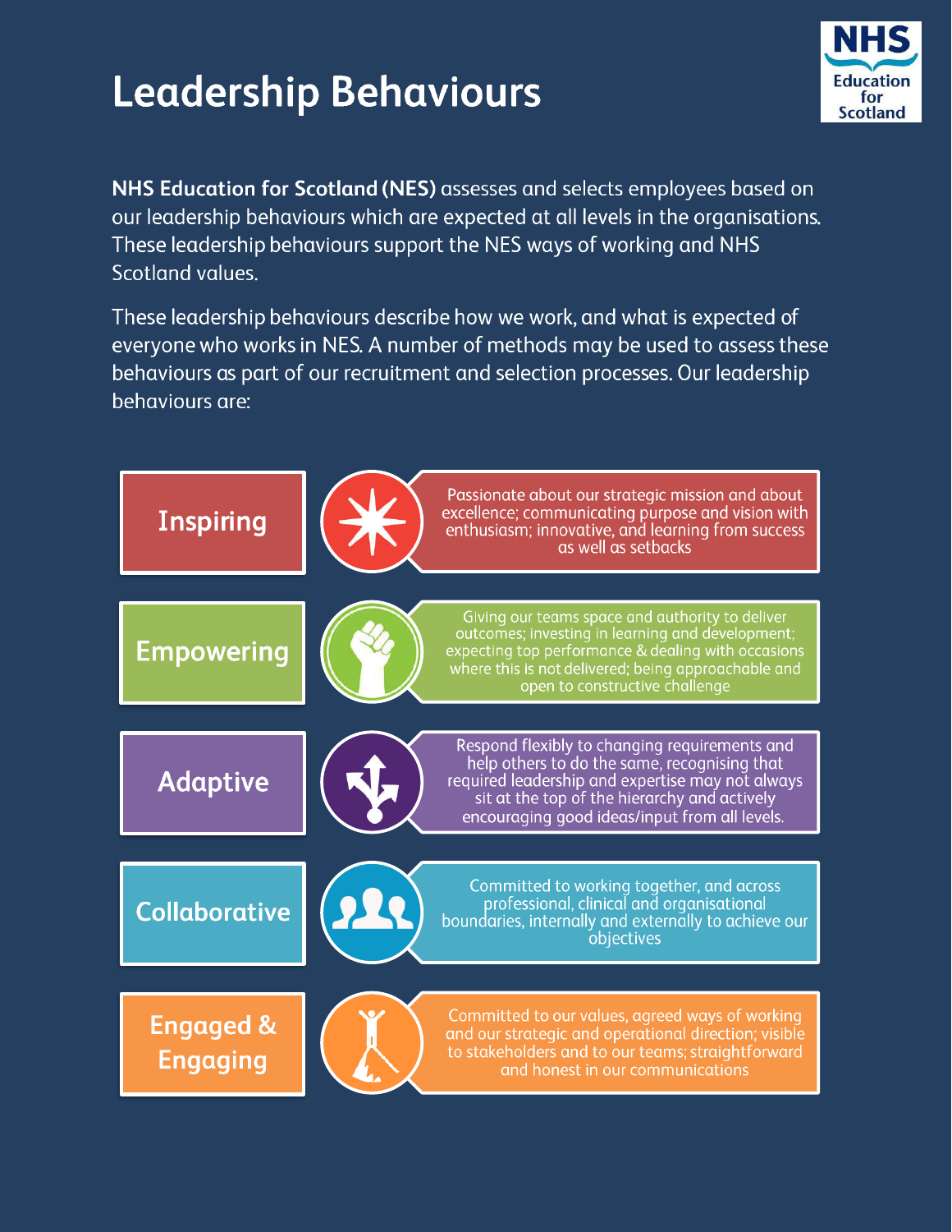# Leadership Behaviours

**NHS Education for Scotland (NES)** assesses and selects employees based on our leadership behaviours which are expected at all levels in the organisations. These leadership behaviours support the NES ways of working and NHS Scotland values.

These leadership behaviours describe how we work, and what is expected of everyone who works in NES. A number of methods may be used to assess these behaviours as part of our recruitment and selection processes. Our leadership behaviours are:

| Behaviour | Description |
| --- | --- |
| **Inspiring** | Passionate about our strategic mission and about excellence; communicating purpose and vision with enthusiasm; innovative, and learning from success as well as setbacks |
| **Empowering** | Giving our teams space and authority to deliver outcomes; investing in learning and development; expecting top performance & dealing with occasions where this is not delivered; being approachable and open to constructive challenge |
| **Adaptive** | Respond flexibly to changing requirements and help others to do the same, recognising that required leadership and expertise may not always sit at the top of the hierarchy and actively encouraging good ideas/input from all levels. |
| **Collaborative** | Committed to working together, and across professional, clinical and organisational boundaries, internally and externally to achieve our objectives |
| **Engaged & Engaging** | Committed to our values, agreed ways of working and our strategic and operational direction; visible to stakeholders and to our teams; straightforward and honest in our communications |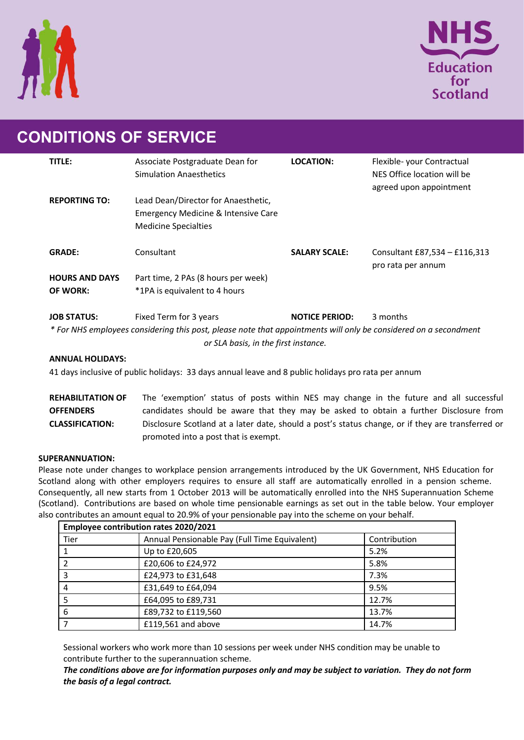# CONDITIONS OF SERVICE

| | | | |
|---|---|---|---|
| **TITLE:** | Associate Postgraduate Dean for Simulation Anaesthetics | **LOCATION:** | Flexible- your Contractual NES Office location will be agreed upon appointment |
| **REPORTING TO:** | Lead Dean/Director for Anaesthetic, Emergency Medicine & Intensive Care Medicine Specialties | | |
| **GRADE:** | Consultant | **SALARY SCALE:** | Consultant £87,534 – £116,313 pro rata per annum |
| **HOURS AND DAYS OF WORK:** | Part time, 2 PAs (8 hours per week) *1PA is equivalent to 4 hours | | |
| **JOB STATUS:** | Fixed Term for 3 years | **NOTICE PERIOD:** | 3 months |

*\* For NHS employees considering this post, please note that appointments will only be considered on a secondment or SLA basis, in the first instance.*

**ANNUAL HOLIDAYS:**

41 days inclusive of public holidays: 33 days annual leave and 8 public holidays pro rata per annum

**REHABILITATION OF OFFENDERS CLASSIFICATION:** The 'exemption' status of posts within NES may change in the future and all successful candidates should be aware that they may be asked to obtain a further Disclosure from Disclosure Scotland at a later date, should a post's status change, or if they are transferred or promoted into a post that is exempt.

**SUPERANNUATION:**

Please note under changes to workplace pension arrangements introduced by the UK Government, NHS Education for Scotland along with other employers requires to ensure all staff are automatically enrolled in a pension scheme. Consequently, all new starts from 1 October 2013 will be automatically enrolled into the NHS Superannuation Scheme (Scotland). Contributions are based on whole time pensionable earnings as set out in the table below. Your employer also contributes an amount equal to 20.9% of your pensionable pay into the scheme on your behalf.

| **Employee contribution rates 2020/2021** | | |
|---|---|---|
| Tier | Annual Pensionable Pay (Full Time Equivalent) | Contribution |
| 1 | Up to £20,605 | 5.2% |
| 2 | £20,606 to £24,972 | 5.8% |
| 3 | £24,973 to £31,648 | 7.3% |
| 4 | £31,649 to £64,094 | 9.5% |
| 5 | £64,095 to £89,731 | 12.7% |
| 6 | £89,732 to £119,560 | 13.7% |
| 7 | £119,561 and above | 14.7% |

Sessional workers who work more than 10 sessions per week under NHS condition may be unable to contribute further to the superannuation scheme.

***The conditions above are for information purposes only and may be subject to variation. They do not form the basis of a legal contract.***